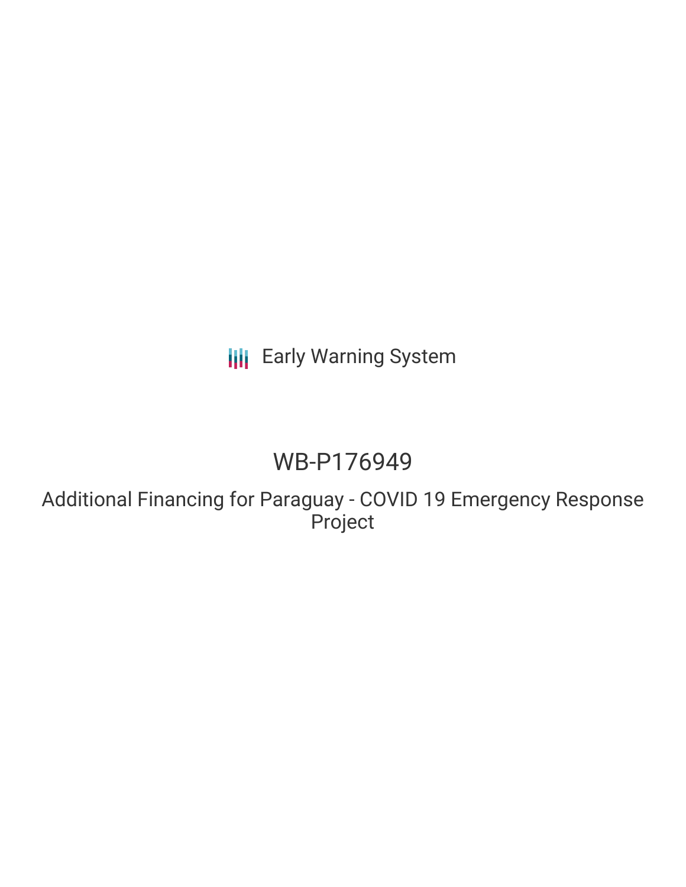Early Warning System

# WB-P176949

## Additional Financing for Paraguay - COVID 19 Emergency Response Project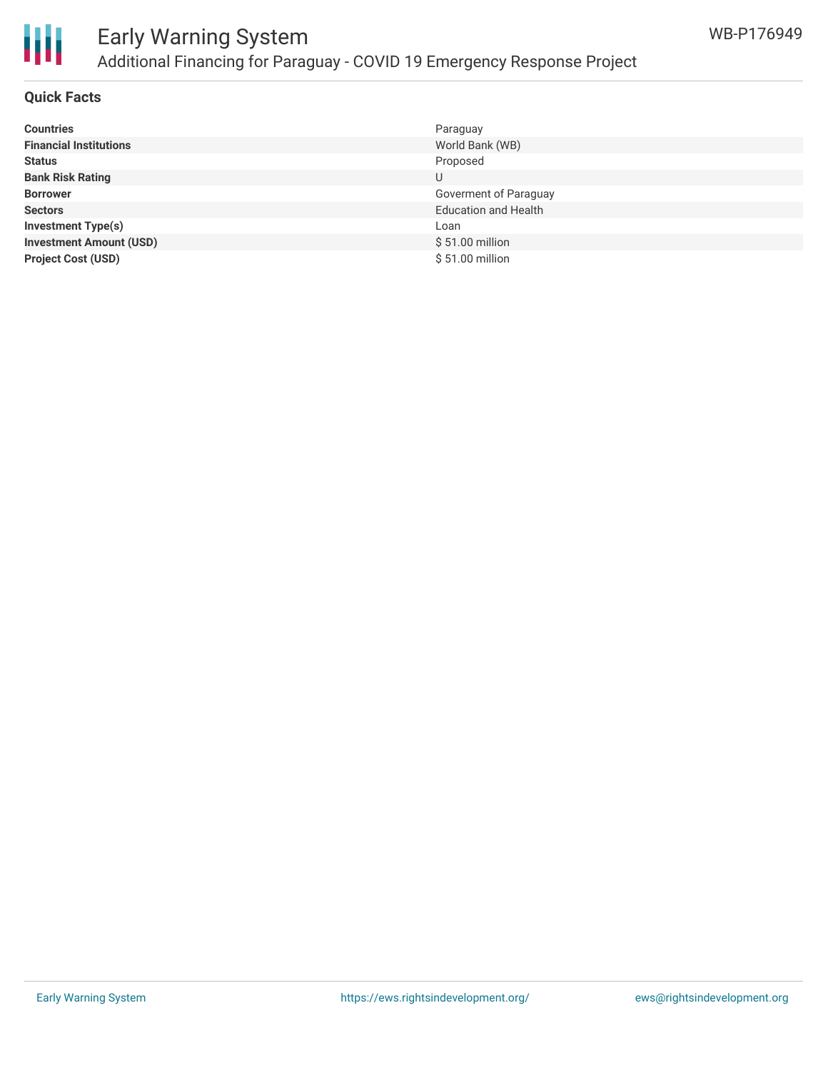## Quick Facts

| | |
|---|---|
| **Countries** | Paraguay |
| **Financial Institutions** | World Bank (WB) |
| **Status** | Proposed |
| **Bank Risk Rating** | U |
| **Borrower** | Goverment of Paraguay |
| **Sectors** | Education and Health |
| **Investment Type(s)** | Loan |
| **Investment Amount (USD)** | $ 51.00 million |
| **Project Cost (USD)** | $ 51.00 million |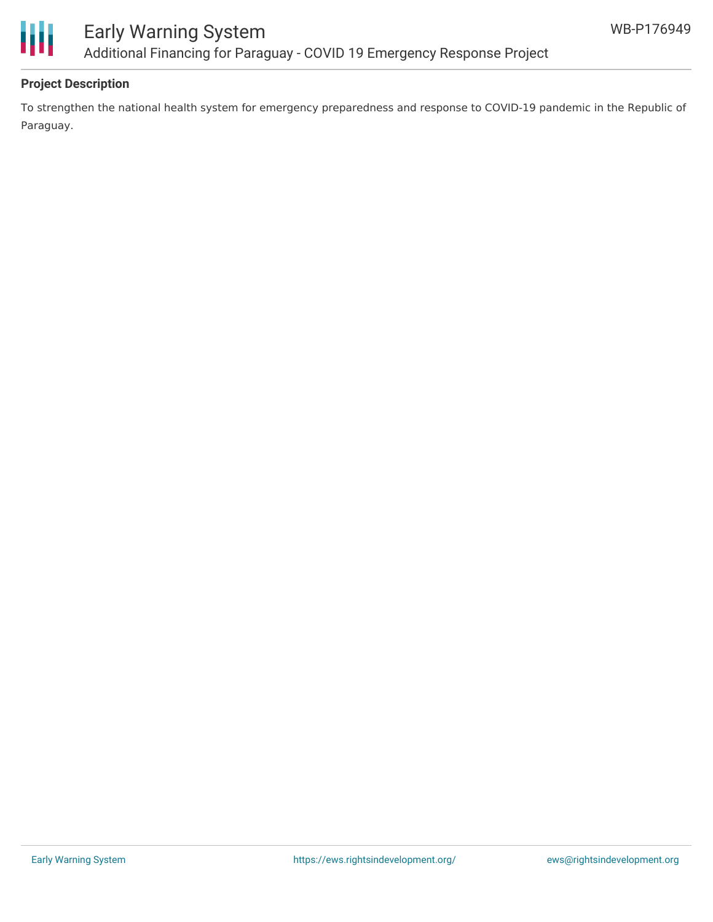### Project Description

To strengthen the national health system for emergency preparedness and response to COVID-19 pandemic in the Republic of Paraguay.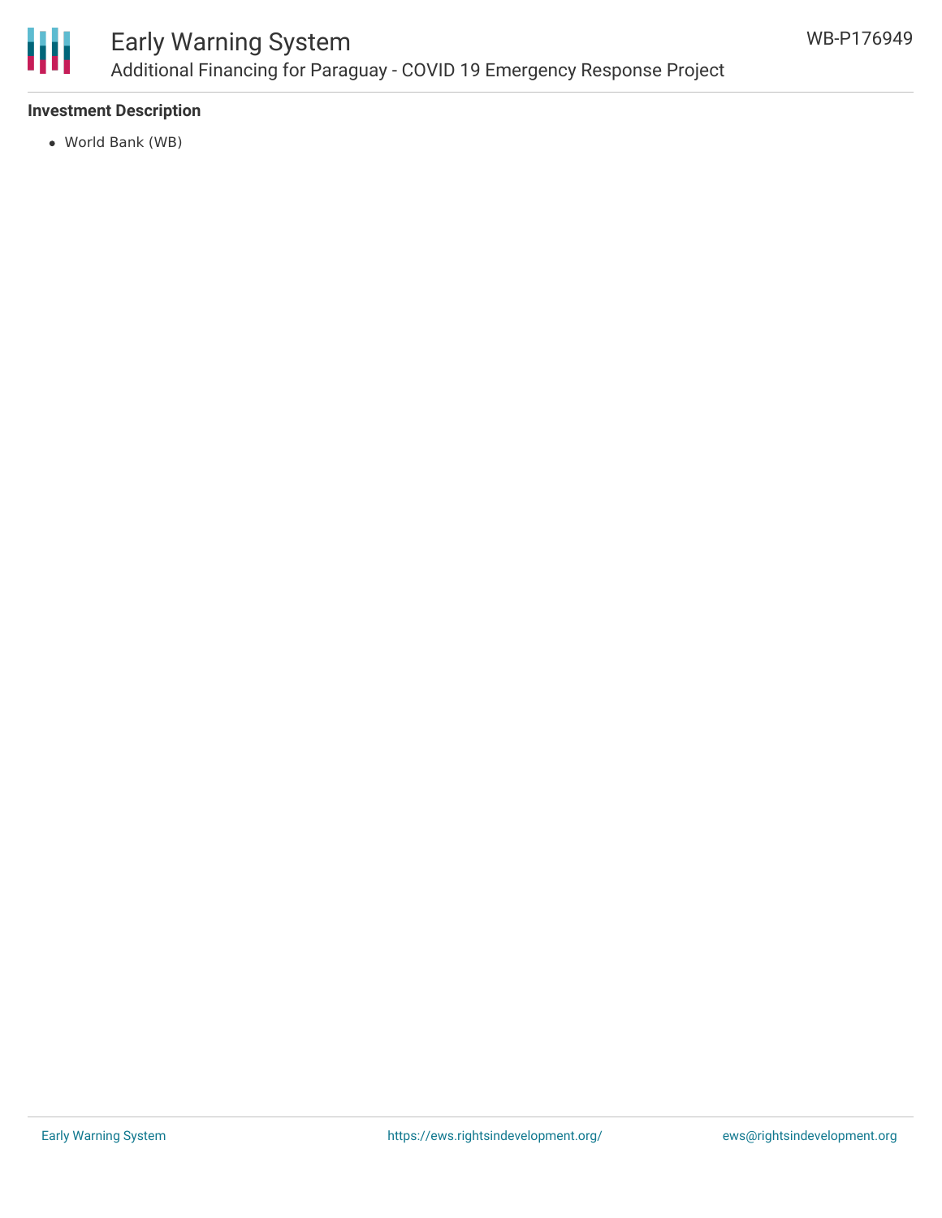### Investment Description

- World Bank (WB)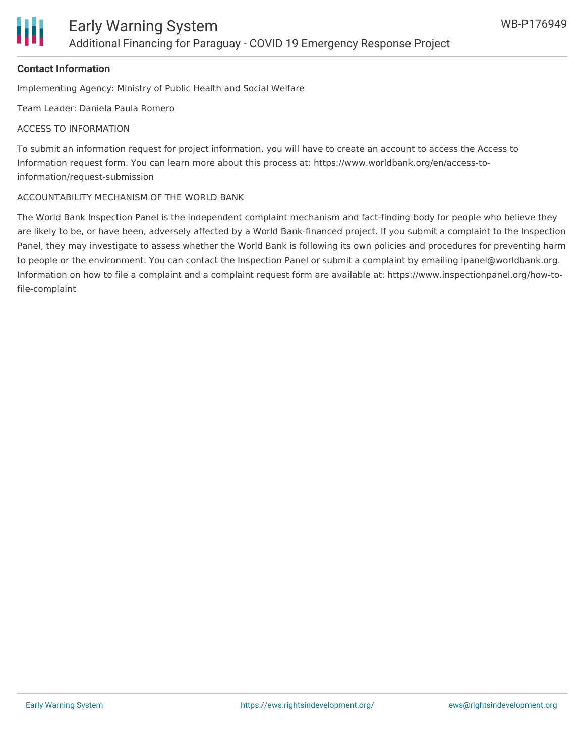**Contact Information**

Implementing Agency: Ministry of Public Health and Social Welfare

Team Leader: Daniela Paula Romero

ACCESS TO INFORMATION

To submit an information request for project information, you will have to create an account to access the Access to Information request form. You can learn more about this process at: https://www.worldbank.org/en/access-to-information/request-submission

ACCOUNTABILITY MECHANISM OF THE WORLD BANK

The World Bank Inspection Panel is the independent complaint mechanism and fact-finding body for people who believe they are likely to be, or have been, adversely affected by a World Bank-financed project. If you submit a complaint to the Inspection Panel, they may investigate to assess whether the World Bank is following its own policies and procedures for preventing harm to people or the environment. You can contact the Inspection Panel or submit a complaint by emailing ipanel@worldbank.org. Information on how to file a complaint and a complaint request form are available at: https://www.inspectionpanel.org/how-to-file-complaint